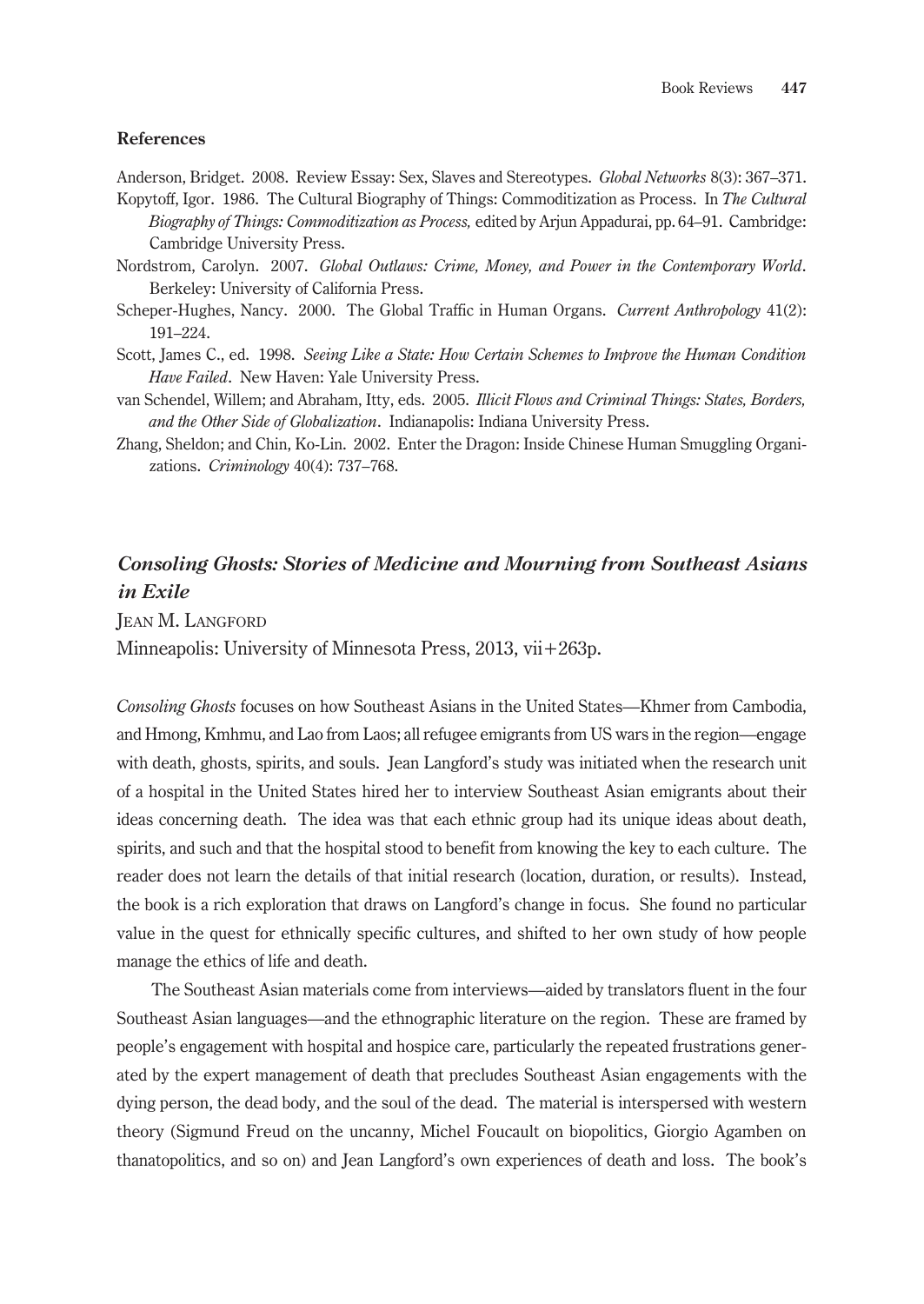## References

Anderson, Bridget. 2008. Review Essay: Sex, Slaves and Stereotypes. *Global Networks* 8(3): 367–371.

Kopytoff, Igor. 1986. The Cultural Biography of Things: Commoditization as Process. In *The Cultural Biography of Things: Commoditization as Process,* edited by Arjun Appadurai, pp. 64–91. Cambridge: Cambridge University Press.

Nordstrom, Carolyn. 2007. *Global Outlaws: Crime, Money, and Power in the Contemporary World*. Berkeley: University of California Press.

Scheper-Hughes, Nancy. 2000. The Global Traffic in Human Organs. *Current Anthropology* 41(2): 191–224.

Scott, James C., ed. 1998. *Seeing Like a State: How Certain Schemes to Improve the Human Condition Have Failed*. New Haven: Yale University Press.

van Schendel, Willem; and Abraham, Itty, eds. 2005. *Illicit Flows and Criminal Things: States, Borders, and the Other Side of Globalization*. Indianapolis: Indiana University Press.

Zhang, Sheldon; and Chin, Ko-Lin. 2002. Enter the Dragon: Inside Chinese Human Smuggling Organizations. *Criminology* 40(4): 737–768.

## *Consoling Ghosts: Stories of Medicine and Mourning from Southeast Asians in Exile*

Jean M. Langford

Minneapolis: University of Minnesota Press, 2013, vii+263p.

*Consoling Ghosts* focuses on how Southeast Asians in the United States—Khmer from Cambodia, and Hmong, Kmhmu, and Lao from Laos; all refugee emigrants from US wars in the region—engage with death, ghosts, spirits, and souls. Jean Langford's study was initiated when the research unit of a hospital in the United States hired her to interview Southeast Asian emigrants about their ideas concerning death. The idea was that each ethnic group had its unique ideas about death, spirits, and such and that the hospital stood to benefit from knowing the key to each culture. The reader does not learn the details of that initial research (location, duration, or results). Instead, the book is a rich exploration that draws on Langford's change in focus. She found no particular value in the quest for ethnically specific cultures, and shifted to her own study of how people manage the ethics of life and death.

The Southeast Asian materials come from interviews—aided by translators fluent in the four Southeast Asian languages—and the ethnographic literature on the region. These are framed by people's engagement with hospital and hospice care, particularly the repeated frustrations generated by the expert management of death that precludes Southeast Asian engagements with the dying person, the dead body, and the soul of the dead. The material is interspersed with western theory (Sigmund Freud on the uncanny, Michel Foucault on biopolitics, Giorgio Agamben on thanatopolitics, and so on) and Jean Langford's own experiences of death and loss. The book's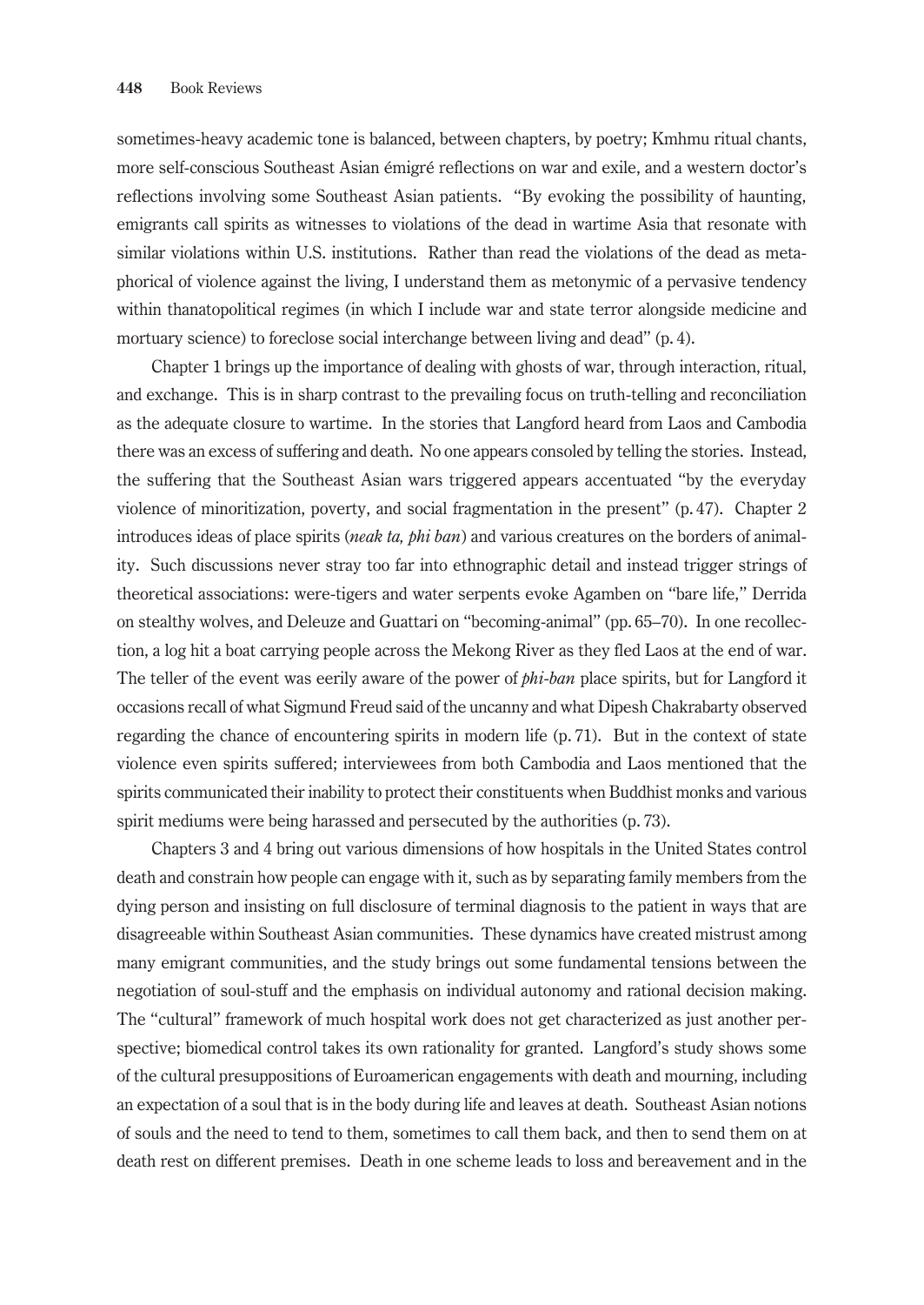sometimes-heavy academic tone is balanced, between chapters, by poetry; Kmhmu ritual chants, more self-conscious Southeast Asian émigré reflections on war and exile, and a western doctor's reflections involving some Southeast Asian patients. "By evoking the possibility of haunting, emigrants call spirits as witnesses to violations of the dead in wartime Asia that resonate with similar violations within U.S. institutions. Rather than read the violations of the dead as metaphorical of violence against the living, I understand them as metonymic of a pervasive tendency within thanatopolitical regimes (in which I include war and state terror alongside medicine and mortuary science) to foreclose social interchange between living and dead" (p. 4).

Chapter 1 brings up the importance of dealing with ghosts of war, through interaction, ritual, and exchange. This is in sharp contrast to the prevailing focus on truth-telling and reconciliation as the adequate closure to wartime. In the stories that Langford heard from Laos and Cambodia there was an excess of suffering and death. No one appears consoled by telling the stories. Instead, the suffering that the Southeast Asian wars triggered appears accentuated "by the everyday violence of minoritization, poverty, and social fragmentation in the present" (p. 47). Chapter 2 introduces ideas of place spirits (*neak ta, phi ban*) and various creatures on the borders of animality. Such discussions never stray too far into ethnographic detail and instead trigger strings of theoretical associations: were-tigers and water serpents evoke Agamben on "bare life," Derrida on stealthy wolves, and Deleuze and Guattari on "becoming-animal" (pp. 65–70). In one recollection, a log hit a boat carrying people across the Mekong River as they fled Laos at the end of war. The teller of the event was eerily aware of the power of *phi-ban* place spirits, but for Langford it occasions recall of what Sigmund Freud said of the uncanny and what Dipesh Chakrabarty observed regarding the chance of encountering spirits in modern life (p. 71). But in the context of state violence even spirits suffered; interviewees from both Cambodia and Laos mentioned that the spirits communicated their inability to protect their constituents when Buddhist monks and various spirit mediums were being harassed and persecuted by the authorities (p. 73).

Chapters 3 and 4 bring out various dimensions of how hospitals in the United States control death and constrain how people can engage with it, such as by separating family members from the dying person and insisting on full disclosure of terminal diagnosis to the patient in ways that are disagreeable within Southeast Asian communities. These dynamics have created mistrust among many emigrant communities, and the study brings out some fundamental tensions between the negotiation of soul-stuff and the emphasis on individual autonomy and rational decision making. The "cultural" framework of much hospital work does not get characterized as just another perspective; biomedical control takes its own rationality for granted. Langford's study shows some of the cultural presuppositions of Euroamerican engagements with death and mourning, including an expectation of a soul that is in the body during life and leaves at death. Southeast Asian notions of souls and the need to tend to them, sometimes to call them back, and then to send them on at death rest on different premises. Death in one scheme leads to loss and bereavement and in the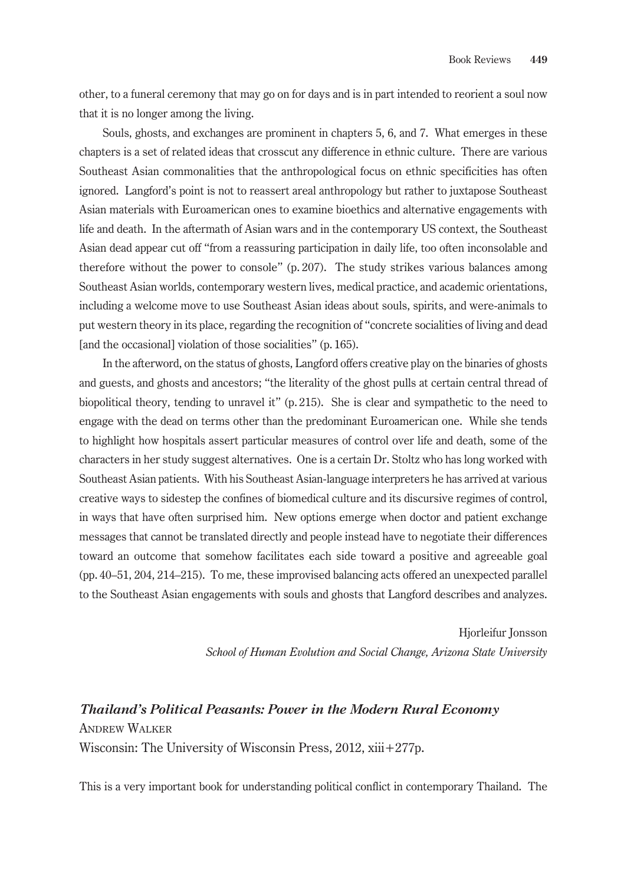other, to a funeral ceremony that may go on for days and is in part intended to reorient a soul now that it is no longer among the living.

Souls, ghosts, and exchanges are prominent in chapters 5, 6, and 7. What emerges in these chapters is a set of related ideas that crosscut any difference in ethnic culture. There are various Southeast Asian commonalities that the anthropological focus on ethnic specificities has often ignored. Langford's point is not to reassert areal anthropology but rather to juxtapose Southeast Asian materials with Euroamerican ones to examine bioethics and alternative engagements with life and death. In the aftermath of Asian wars and in the contemporary US context, the Southeast Asian dead appear cut off "from a reassuring participation in daily life, too often inconsolable and therefore without the power to console" (p. 207). The study strikes various balances among Southeast Asian worlds, contemporary western lives, medical practice, and academic orientations, including a welcome move to use Southeast Asian ideas about souls, spirits, and were-animals to put western theory in its place, regarding the recognition of "concrete socialities of living and dead [and the occasional] violation of those socialities" (p. 165).

In the afterword, on the status of ghosts, Langford offers creative play on the binaries of ghosts and guests, and ghosts and ancestors; "the literality of the ghost pulls at certain central thread of biopolitical theory, tending to unravel it" (p. 215). She is clear and sympathetic to the need to engage with the dead on terms other than the predominant Euroamerican one. While she tends to highlight how hospitals assert particular measures of control over life and death, some of the characters in her study suggest alternatives. One is a certain Dr. Stoltz who has long worked with Southeast Asian patients. With his Southeast Asian-language interpreters he has arrived at various creative ways to sidestep the confines of biomedical culture and its discursive regimes of control, in ways that have often surprised him. New options emerge when doctor and patient exchange messages that cannot be translated directly and people instead have to negotiate their differences toward an outcome that somehow facilitates each side toward a positive and agreeable goal (pp. 40–51, 204, 214–215). To me, these improvised balancing acts offered an unexpected parallel to the Southeast Asian engagements with souls and ghosts that Langford describes and analyzes.

Hjorleifur Jonsson
*School of Human Evolution and Social Change, Arizona State University*

## *Thailand's Political Peasants: Power in the Modern Rural Economy*

Andrew Walker

Wisconsin: The University of Wisconsin Press, 2012, xiii+277p.

This is a very important book for understanding political conflict in contemporary Thailand. The